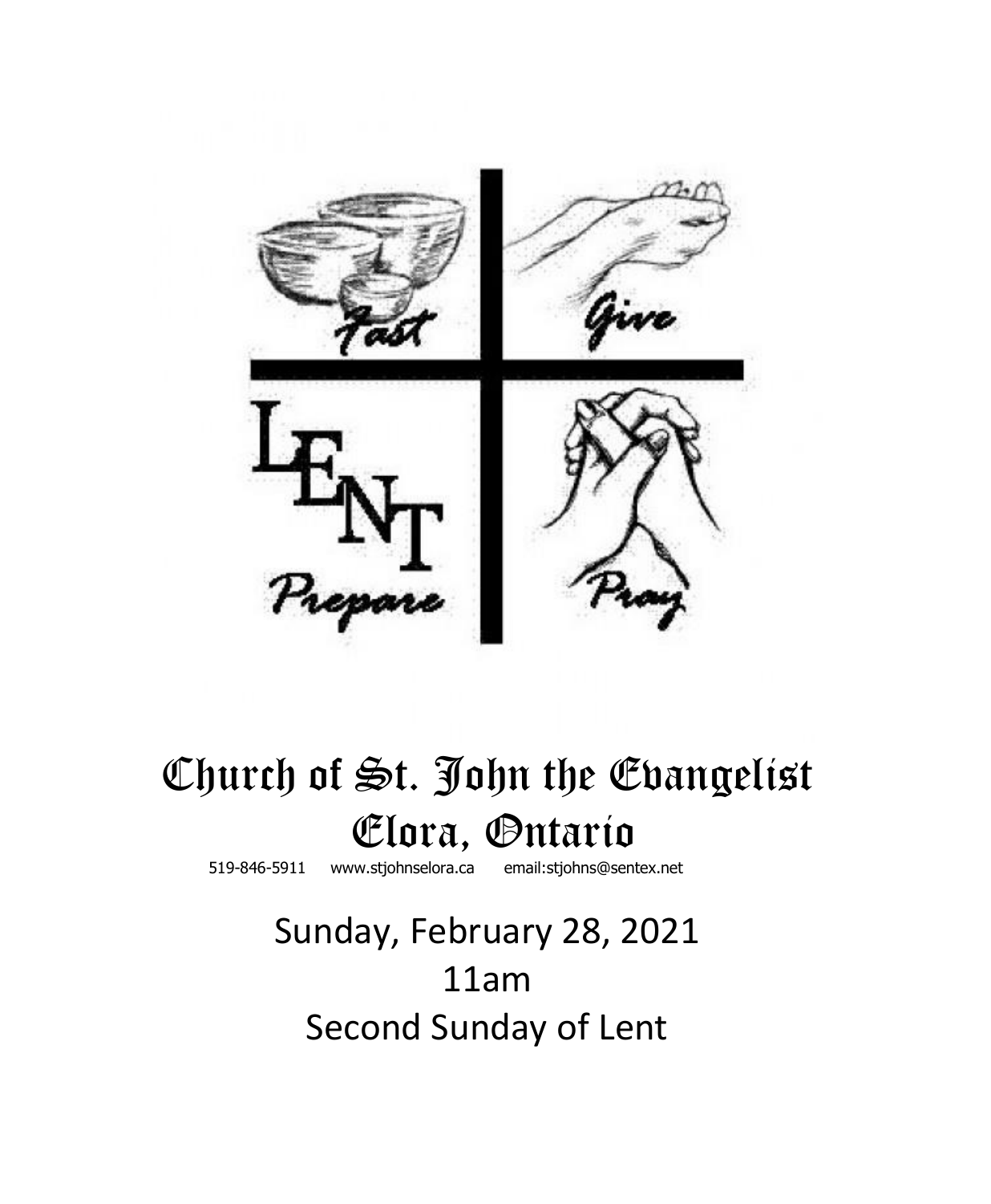Fast

Give

LENT

Prepare

Pray

# Church of St. John the Evangelist
# Elora, Ontario

519-846-5911 www.stjohnselora.ca email:stjohns@sentex.net

Sunday, February 28, 2021

11am

Second Sunday of Lent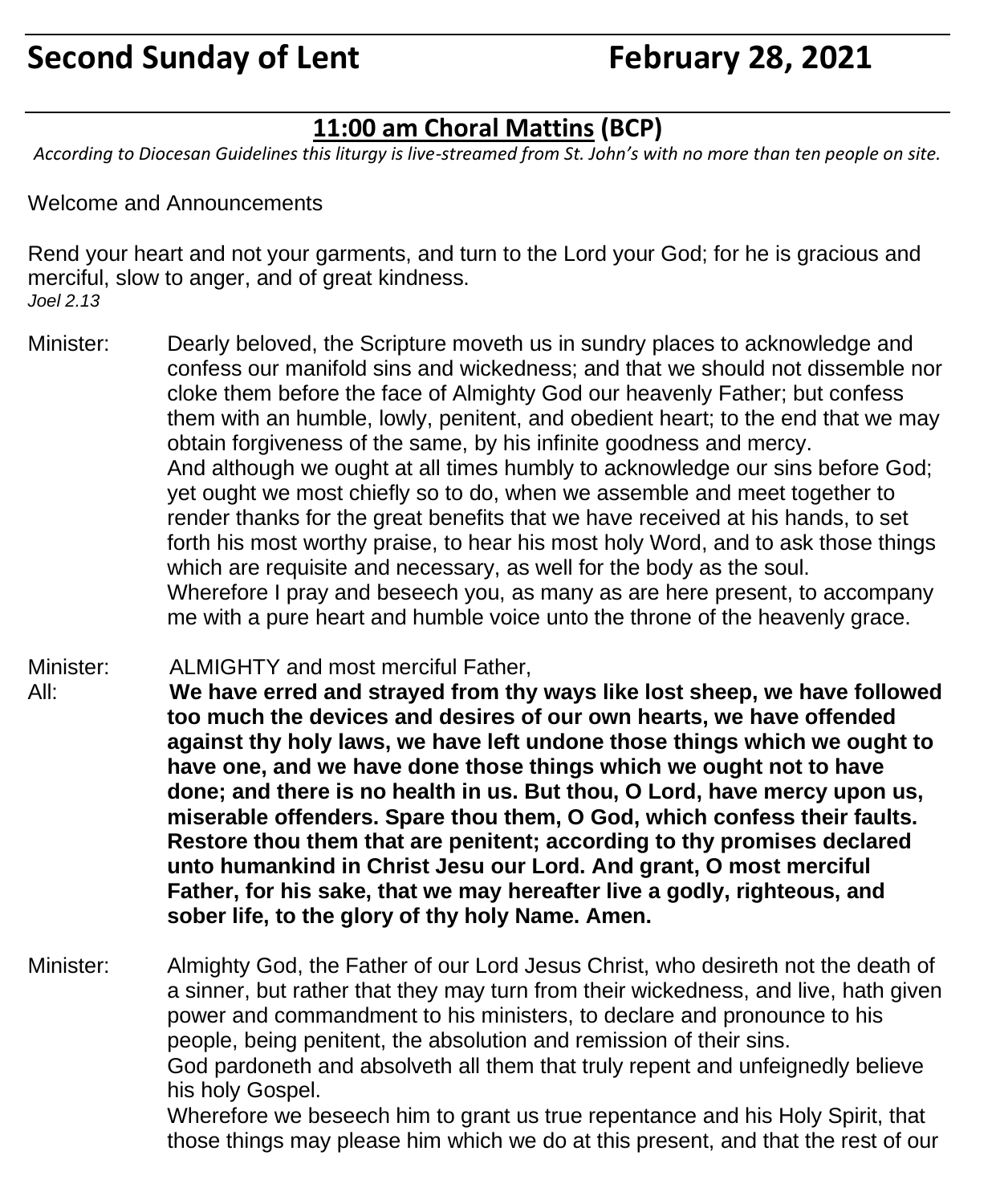# Second Sunday of Lent February 28, 2021

## 11:00 am Choral Mattins (BCP)

*According to Diocesan Guidelines this liturgy is live-streamed from St. John's with no more than ten people on site.*

Welcome and Announcements

Rend your heart and not your garments, and turn to the Lord your God; for he is gracious and merciful, slow to anger, and of great kindness.
*Joel 2.13*

Minister: Dearly beloved, the Scripture moveth us in sundry places to acknowledge and confess our manifold sins and wickedness; and that we should not dissemble nor cloke them before the face of Almighty God our heavenly Father; but confess them with an humble, lowly, penitent, and obedient heart; to the end that we may obtain forgiveness of the same, by his infinite goodness and mercy.
And although we ought at all times humbly to acknowledge our sins before God; yet ought we most chiefly so to do, when we assemble and meet together to render thanks for the great benefits that we have received at his hands, to set forth his most worthy praise, to hear his most holy Word, and to ask those things which are requisite and necessary, as well for the body as the soul.
Wherefore I pray and beseech you, as many as are here present, to accompany me with a pure heart and humble voice unto the throne of the heavenly grace.

Minister: ALMIGHTY and most merciful Father,
All: **We have erred and strayed from thy ways like lost sheep, we have followed too much the devices and desires of our own hearts, we have offended against thy holy laws, we have left undone those things which we ought to have one, and we have done those things which we ought not to have done; and there is no health in us. But thou, O Lord, have mercy upon us, miserable offenders. Spare thou them, O God, which confess their faults. Restore thou them that are penitent; according to thy promises declared unto humankind in Christ Jesu our Lord. And grant, O most merciful Father, for his sake, that we may hereafter live a godly, righteous, and sober life, to the glory of thy holy Name. Amen.**

Minister: Almighty God, the Father of our Lord Jesus Christ, who desireth not the death of a sinner, but rather that they may turn from their wickedness, and live, hath given power and commandment to his ministers, to declare and pronounce to his people, being penitent, the absolution and remission of their sins.
God pardoneth and absolveth all them that truly repent and unfeignedly believe his holy Gospel.
Wherefore we beseech him to grant us true repentance and his Holy Spirit, that those things may please him which we do at this present, and that the rest of our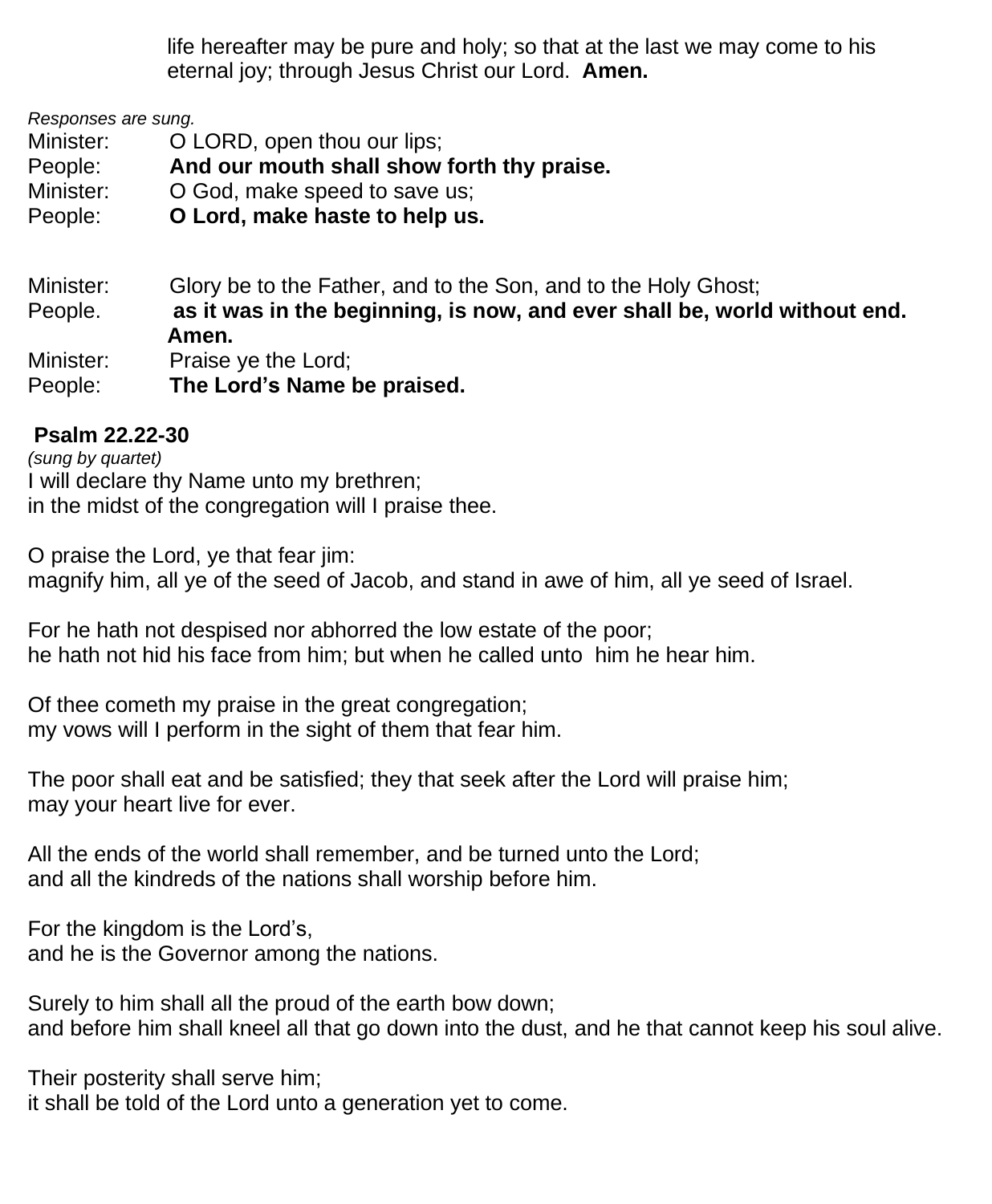life hereafter may be pure and holy; so that at the last we may come to his eternal joy; through Jesus Christ our Lord. **Amen.**

*Responses are sung.*

Minister: O LORD, open thou our lips;
People: **And our mouth shall show forth thy praise.**
Minister: O God, make speed to save us;
People: **O Lord, make haste to help us.**

Minister: Glory be to the Father, and to the Son, and to the Holy Ghost;
People. **as it was in the beginning, is now, and ever shall be, world without end. Amen.**
Minister: Praise ye the Lord;
People: **The Lord's Name be praised.**

**Psalm 22.22-30**

*(sung by quartet)*

I will declare thy Name unto my brethren;
in the midst of the congregation will I praise thee.

O praise the Lord, ye that fear jim:
magnify him, all ye of the seed of Jacob, and stand in awe of him, all ye seed of Israel.

For he hath not despised nor abhorred the low estate of the poor;
he hath not hid his face from him; but when he called unto him he hear him.

Of thee cometh my praise in the great congregation;
my vows will I perform in the sight of them that fear him.

The poor shall eat and be satisfied; they that seek after the Lord will praise him;
may your heart live for ever.

All the ends of the world shall remember, and be turned unto the Lord;
and all the kindreds of the nations shall worship before him.

For the kingdom is the Lord's,
and he is the Governor among the nations.

Surely to him shall all the proud of the earth bow down;
and before him shall kneel all that go down into the dust, and he that cannot keep his soul alive.

Their posterity shall serve him;
it shall be told of the Lord unto a generation yet to come.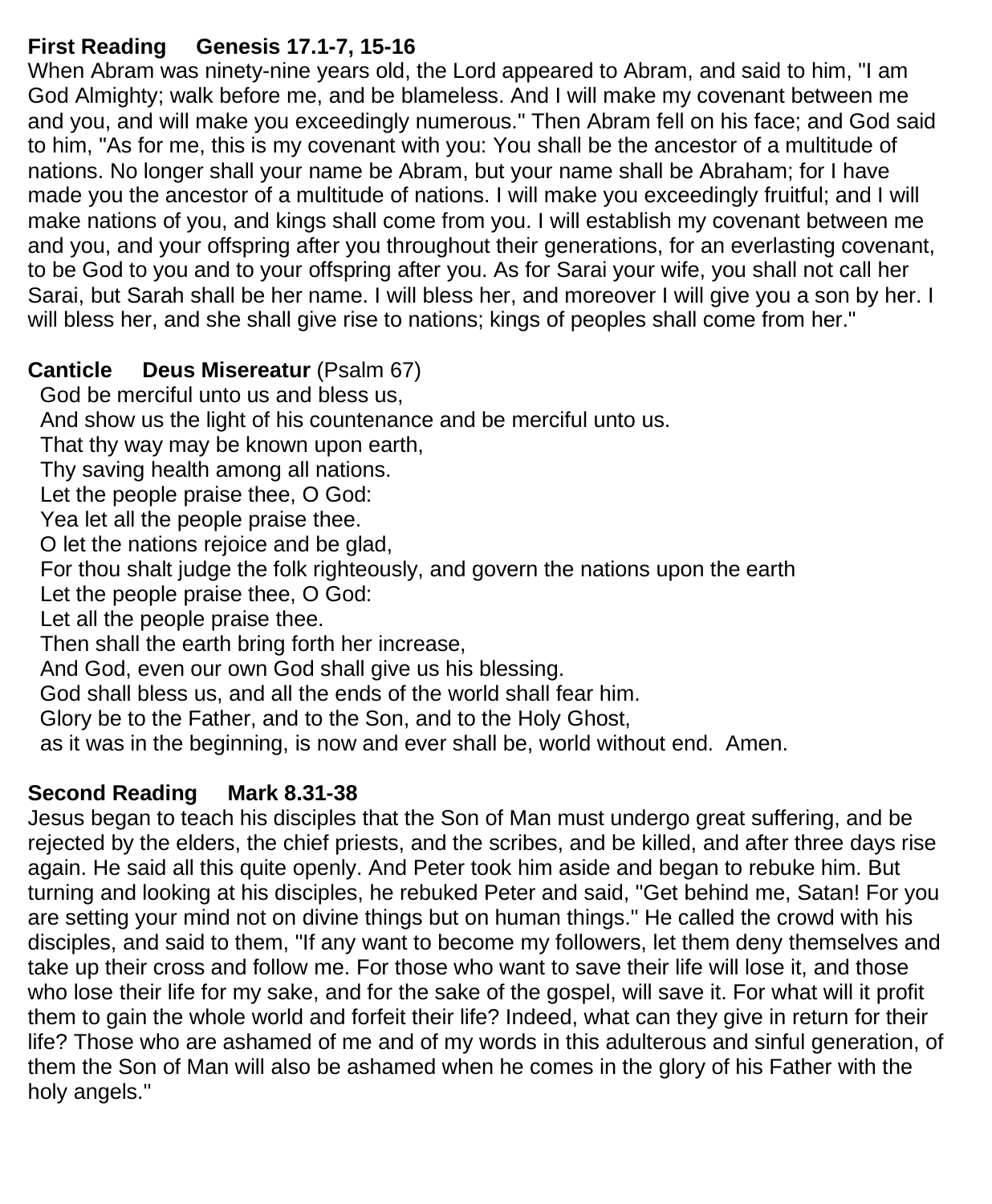**First Reading Genesis 17.1-7, 15-16**

When Abram was ninety-nine years old, the Lord appeared to Abram, and said to him, "I am God Almighty; walk before me, and be blameless. And I will make my covenant between me and you, and will make you exceedingly numerous." Then Abram fell on his face; and God said to him, "As for me, this is my covenant with you: You shall be the ancestor of a multitude of nations. No longer shall your name be Abram, but your name shall be Abraham; for I have made you the ancestor of a multitude of nations. I will make you exceedingly fruitful; and I will make nations of you, and kings shall come from you. I will establish my covenant between me and you, and your offspring after you throughout their generations, for an everlasting covenant, to be God to you and to your offspring after you. As for Sarai your wife, you shall not call her Sarai, but Sarah shall be her name. I will bless her, and moreover I will give you a son by her. I will bless her, and she shall give rise to nations; kings of peoples shall come from her."

**Canticle Deus Misereatur** (Psalm 67)

God be merciful unto us and bless us,
And show us the light of his countenance and be merciful unto us.
That thy way may be known upon earth,
Thy saving health among all nations.
Let the people praise thee, O God:
Yea let all the people praise thee.
O let the nations rejoice and be glad,
For thou shalt judge the folk righteously, and govern the nations upon the earth
Let the people praise thee, O God:
Let all the people praise thee.
Then shall the earth bring forth her increase,
And God, even our own God shall give us his blessing.
God shall bless us, and all the ends of the world shall fear him.
Glory be to the Father, and to the Son, and to the Holy Ghost,
as it was in the beginning, is now and ever shall be, world without end. Amen.

**Second Reading Mark 8.31-38**

Jesus began to teach his disciples that the Son of Man must undergo great suffering, and be rejected by the elders, the chief priests, and the scribes, and be killed, and after three days rise again. He said all this quite openly. And Peter took him aside and began to rebuke him. But turning and looking at his disciples, he rebuked Peter and said, "Get behind me, Satan! For you are setting your mind not on divine things but on human things." He called the crowd with his disciples, and said to them, "If any want to become my followers, let them deny themselves and take up their cross and follow me. For those who want to save their life will lose it, and those who lose their life for my sake, and for the sake of the gospel, will save it. For what will it profit them to gain the whole world and forfeit their life? Indeed, what can they give in return for their life? Those who are ashamed of me and of my words in this adulterous and sinful generation, of them the Son of Man will also be ashamed when he comes in the glory of his Father with the holy angels."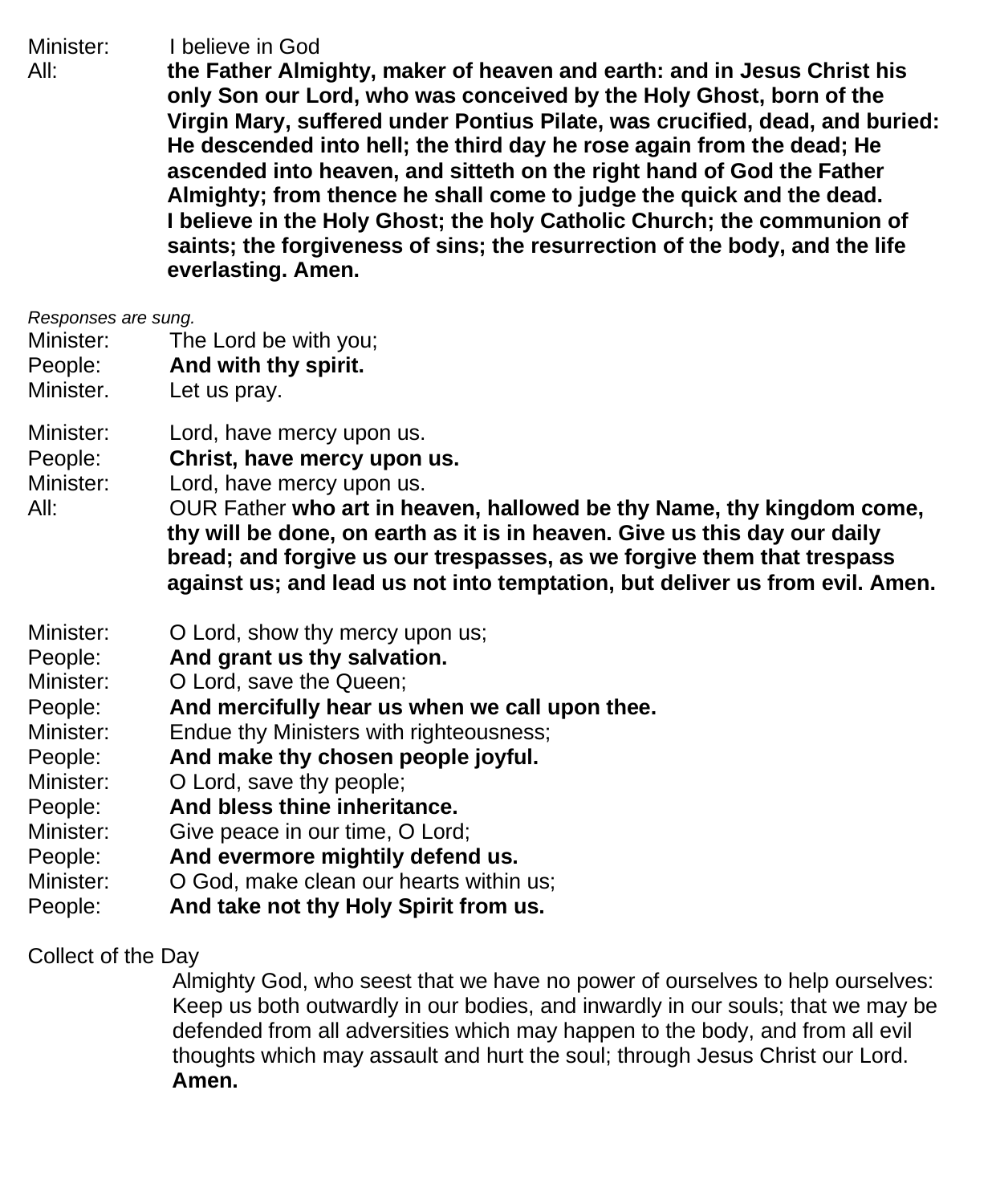Minister: I believe in God

All: **the Father Almighty, maker of heaven and earth: and in Jesus Christ his only Son our Lord, who was conceived by the Holy Ghost, born of the Virgin Mary, suffered under Pontius Pilate, was crucified, dead, and buried: He descended into hell; the third day he rose again from the dead; He ascended into heaven, and sitteth on the right hand of God the Father Almighty; from thence he shall come to judge the quick and the dead. I believe in the Holy Ghost; the holy Catholic Church; the communion of saints; the forgiveness of sins; the resurrection of the body, and the life everlasting. Amen.**

*Responses are sung.*

Minister: The Lord be with you;
People: **And with thy spirit.**
Minister. Let us pray.

Minister: Lord, have mercy upon us.
People: **Christ, have mercy upon us.**
Minister: Lord, have mercy upon us.
All: OUR Father **who art in heaven, hallowed be thy Name, thy kingdom come, thy will be done, on earth as it is in heaven. Give us this day our daily bread; and forgive us our trespasses, as we forgive them that trespass against us; and lead us not into temptation, but deliver us from evil. Amen.**

Minister: O Lord, show thy mercy upon us;
People: **And grant us thy salvation.**
Minister: O Lord, save the Queen;
People: **And mercifully hear us when we call upon thee.**
Minister: Endue thy Ministers with righteousness;
People: **And make thy chosen people joyful.**
Minister: O Lord, save thy people;
People: **And bless thine inheritance.**
Minister: Give peace in our time, O Lord;
People: **And evermore mightily defend us.**
Minister: O God, make clean our hearts within us;
People: **And take not thy Holy Spirit from us.**

Collect of the Day

Almighty God, who seest that we have no power of ourselves to help ourselves: Keep us both outwardly in our bodies, and inwardly in our souls; that we may be defended from all adversities which may happen to the body, and from all evil thoughts which may assault and hurt the soul; through Jesus Christ our Lord. **Amen.**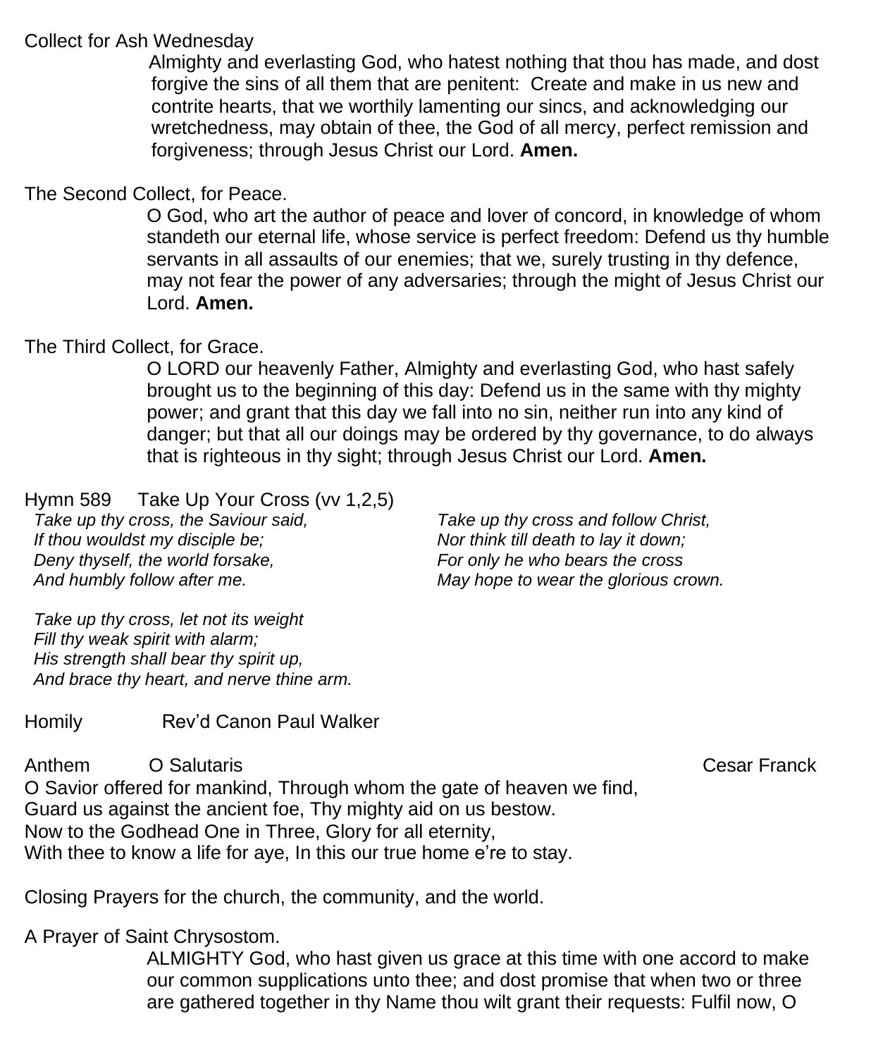Collect for Ash Wednesday

Almighty and everlasting God, who hatest nothing that thou has made, and dost forgive the sins of all them that are penitent: Create and make in us new and contrite hearts, that we worthily lamenting our sincs, and acknowledging our wretchedness, may obtain of thee, the God of all mercy, perfect remission and forgiveness; through Jesus Christ our Lord. **Amen.**

The Second Collect, for Peace.

O God, who art the author of peace and lover of concord, in knowledge of whom standeth our eternal life, whose service is perfect freedom: Defend us thy humble servants in all assaults of our enemies; that we, surely trusting in thy defence, may not fear the power of any adversaries; through the might of Jesus Christ our Lord. **Amen.**

The Third Collect, for Grace.

O LORD our heavenly Father, Almighty and everlasting God, who hast safely brought us to the beginning of this day: Defend us in the same with thy mighty power; and grant that this day we fall into no sin, neither run into any kind of danger; but that all our doings may be ordered by thy governance, to do always that is righteous in thy sight; through Jesus Christ our Lord. **Amen.**

Hymn 589 Take Up Your Cross (vv 1,2,5)

*Take up thy cross, the Saviour said,*
*If thou wouldst my disciple be;*
*Deny thyself, the world forsake,*
*And humbly follow after me.*

*Take up thy cross, let not its weight*
*Fill thy weak spirit with alarm;*
*His strength shall bear thy spirit up,*
*And brace thy heart, and nerve thine arm.*

*Take up thy cross and follow Christ,*
*Nor think till death to lay it down;*
*For only he who bears the cross*
*May hope to wear the glorious crown.*

Homily Rev’d Canon Paul Walker

Anthem O Salutaris Cesar Franck

O Savior offered for mankind, Through whom the gate of heaven we find,
Guard us against the ancient foe, Thy mighty aid on us bestow.
Now to the Godhead One in Three, Glory for all eternity,
With thee to know a life for aye, In this our true home e’re to stay.

Closing Prayers for the church, the community, and the world.

A Prayer of Saint Chrysostom.

ALMIGHTY God, who hast given us grace at this time with one accord to make our common supplications unto thee; and dost promise that when two or three are gathered together in thy Name thou wilt grant their requests: Fulfil now, O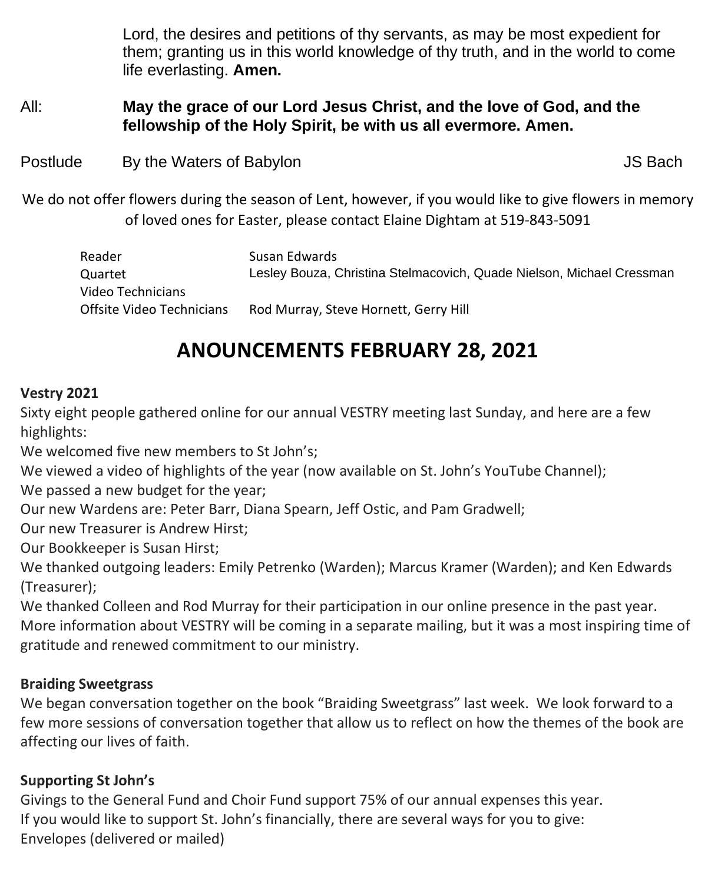Lord, the desires and petitions of thy servants, as may be most expedient for them; granting us in this world knowledge of thy truth, and in the world to come life everlasting. **Amen.**

All: **May the grace of our Lord Jesus Christ, and the love of God, and the fellowship of the Holy Spirit, be with us all evermore. Amen.**

Postlude By the Waters of Babylon JS Bach

We do not offer flowers during the season of Lent, however, if you would like to give flowers in memory of loved ones for Easter, please contact Elaine Dightam at 519-843-5091

| | |
|---|---|
| Reader | Susan Edwards |
| Quartet | Lesley Bouza, Christina Stelmacovich, Quade Nielson, Michael Cressman |
| Video Technicians | |
| Offsite Video Technicians | Rod Murray, Steve Hornett, Gerry Hill |

# ANOUNCEMENTS FEBRUARY 28, 2021

**Vestry 2021**

Sixty eight people gathered online for our annual VESTRY meeting last Sunday, and here are a few highlights:

We welcomed five new members to St John's;

We viewed a video of highlights of the year (now available on St. John's YouTube Channel);

We passed a new budget for the year;

Our new Wardens are: Peter Barr, Diana Spearn, Jeff Ostic, and Pam Gradwell;

Our new Treasurer is Andrew Hirst;

Our Bookkeeper is Susan Hirst;

We thanked outgoing leaders: Emily Petrenko (Warden); Marcus Kramer (Warden); and Ken Edwards (Treasurer);

We thanked Colleen and Rod Murray for their participation in our online presence in the past year.

More information about VESTRY will be coming in a separate mailing, but it was a most inspiring time of gratitude and renewed commitment to our ministry.

**Braiding Sweetgrass**

We began conversation together on the book "Braiding Sweetgrass" last week. We look forward to a few more sessions of conversation together that allow us to reflect on how the themes of the book are affecting our lives of faith.

**Supporting St John's**

Givings to the General Fund and Choir Fund support 75% of our annual expenses this year.

If you would like to support St. John's financially, there are several ways for you to give:

Envelopes (delivered or mailed)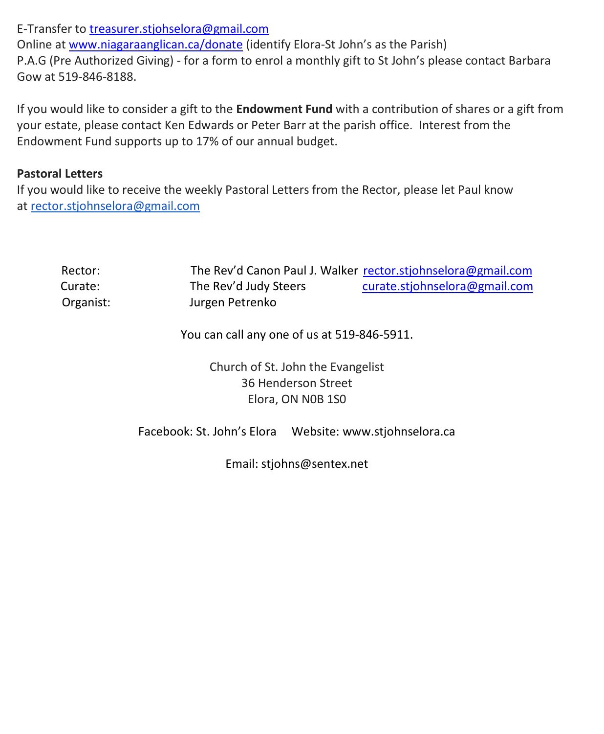E-Transfer to treasurer.stjohselora@gmail.com
Online at www.niagaraanglican.ca/donate (identify Elora-St John's as the Parish)
P.A.G (Pre Authorized Giving) - for a form to enrol a monthly gift to St John's please contact Barbara Gow at 519-846-8188.

If you would like to consider a gift to the **Endowment Fund** with a contribution of shares or a gift from your estate, please contact Ken Edwards or Peter Barr at the parish office. Interest from the Endowment Fund supports up to 17% of our annual budget.

**Pastoral Letters**
If you would like to receive the weekly Pastoral Letters from the Rector, please let Paul know at rector.stjohnselora@gmail.com

| | | |
|---|---|---|
| Rector: | The Rev'd Canon Paul J. Walker | rector.stjohnselora@gmail.com |
| Curate: | The Rev'd Judy Steers | curate.stjohnselora@gmail.com |
| Organist: | Jurgen Petrenko | |

You can call any one of us at 519-846-5911.

Church of St. John the Evangelist
36 Henderson Street
Elora, ON N0B 1S0

Facebook: St. John's Elora     Website: www.stjohnselora.ca

Email: stjohns@sentex.net